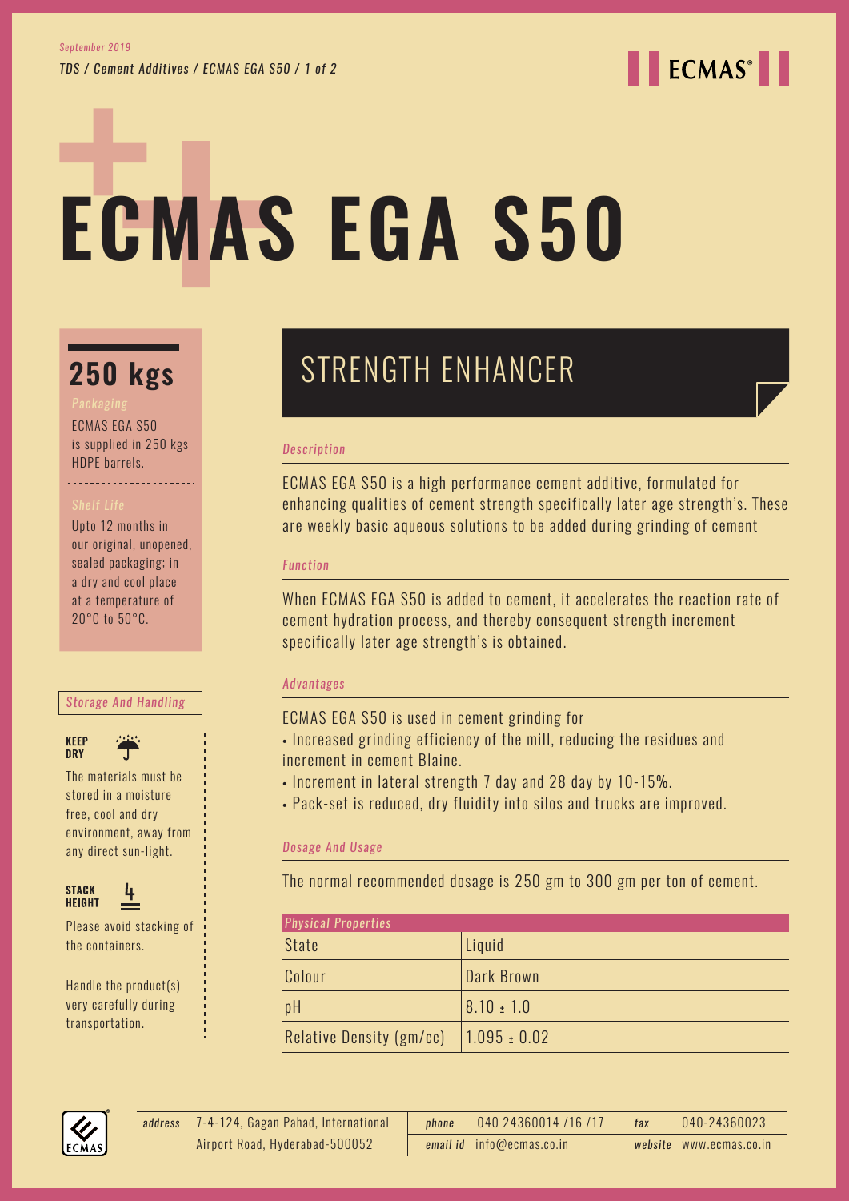# ECMAS EGA S50

## 250 kgs

*Packaging*

ECMAS EGA S50 is supplied in 250 kgs HDPE barrels.

*Shelf Life*

Upto 12 months in our original, unopened, sealed packaging; in a dry and cool place at a temperature of 20°C to 50°C.

*Storage And Handling*

**KEEP DRY**

The materials must be stored in a moisture free, cool and dry environment, away from any direct sun-light.

**STACK HEIGHT**

Please avoid stacking of the containers.

Handle the product(s) very carefully during transportation.

## STRENGTH ENHANCER

*Description*

ECMAS EGA S50 is a high performance cement additive, formulated for enhancing qualities of cement strength specifically later age strength's. These are weekly basic aqueous solutions to be added during grinding of cement

*Function*

When ECMAS EGA S50 is added to cement, it accelerates the reaction rate of cement hydration process, and thereby consequent strength increment specifically later age strength's is obtained.

*Advantages*

ECMAS EGA S50 is used in cement grinding for

- Increased grinding efficiency of the mill, reducing the residues and increment in cement Blaine.
- Increment in lateral strength 7 day and 28 day by 10-15%.
- Pack-set is reduced, dry fluidity into silos and trucks are improved.

*Dosage And Usage*

The normal recommended dosage is 250 gm to 300 gm per ton of cement.

| *Physical Properties* | |
|---|---|
| State | Liquid |
| Colour | Dark Brown |
| pH | 8.10 ± 1.0 |
| Relative Density (gm/cc) | 1.095 ± 0.02 |

*address* 7-4-124, Gagan Pahad, International Airport Road, Hyderabad-500052 | *phone* 040 24360014 /16 /17 | *fax* 040-24360023 | *email id* info@ecmas.co.in | *website* www.ecmas.co.in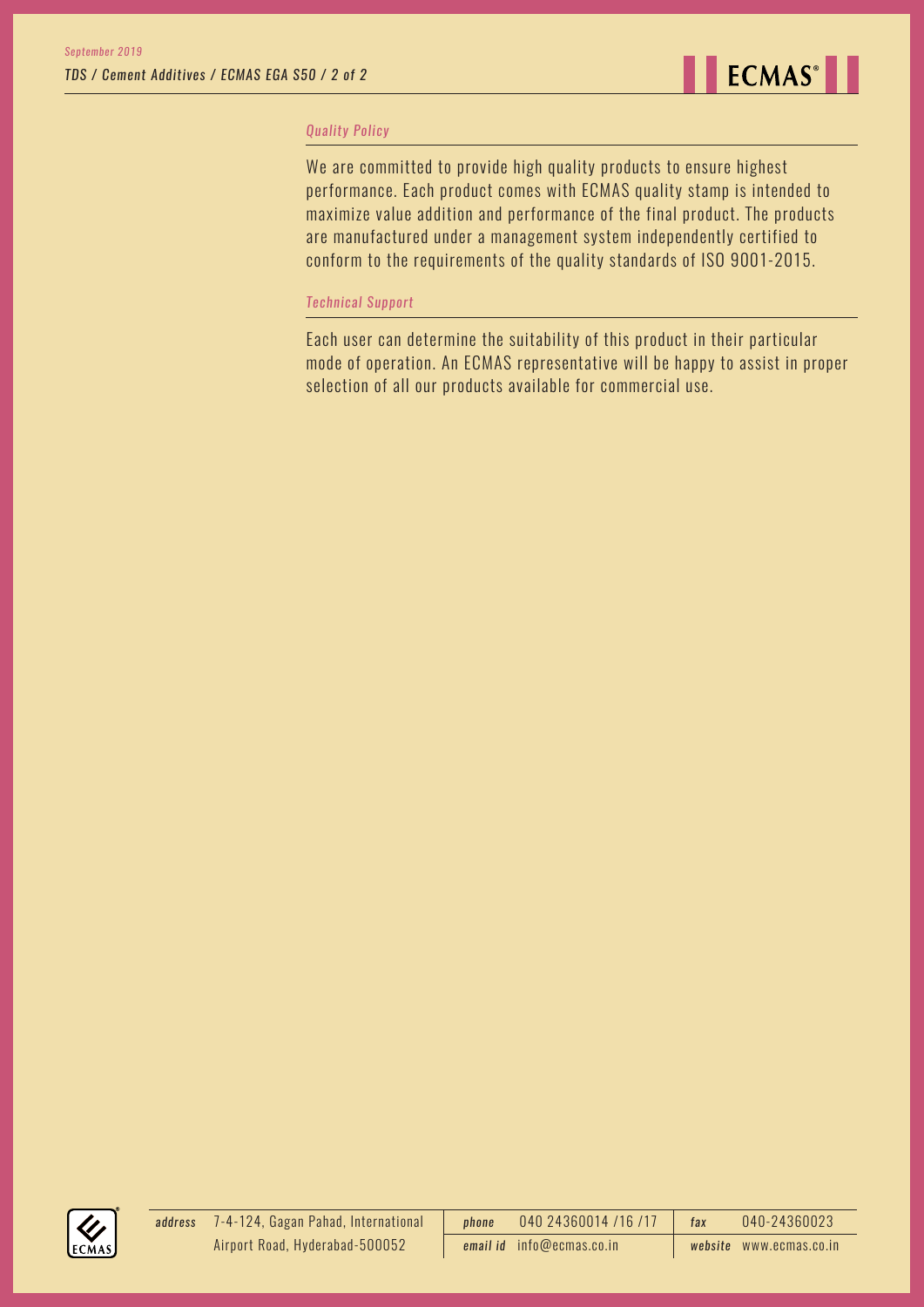## *Quality Policy*

We are committed to provide high quality products to ensure highest performance. Each product comes with ECMAS quality stamp is intended to maximize value addition and performance of the final product. The products are manufactured under a management system independently certified to conform to the requirements of the quality standards of ISO 9001-2015.

## *Technical Support*

Each user can determine the suitability of this product in their particular mode of operation. An ECMAS representative will be happy to assist in proper selection of all our products available for commercial use.

*address* 7-4-124, Gagan Pahad, International Airport Road, Hyderabad-500052

*phone* 040 24360014 /16 /17

*fax* 040-24360023

*email id* info@ecmas.co.in

*website* www.ecmas.co.in